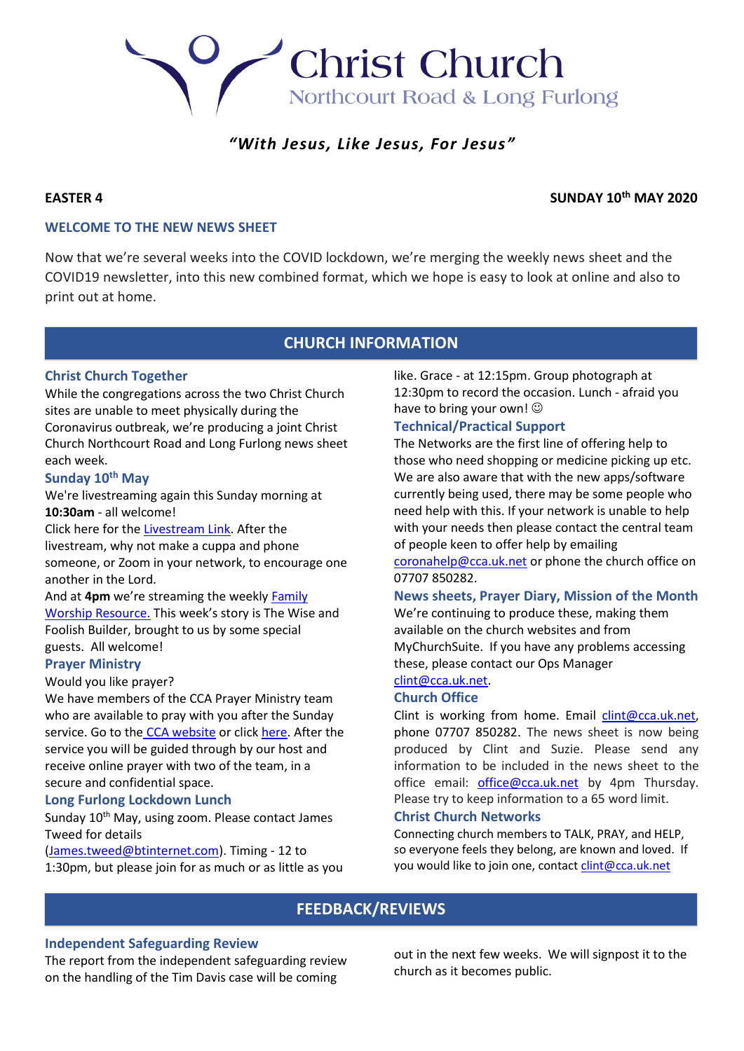# Christ Church

Northcourt Road & Long Furlong

*"With Jesus, Like Jesus, For Jesus"*

**EASTER 4** **SUNDAY 10th MAY 2020**

### WELCOME TO THE NEW NEWS SHEET

Now that we're several weeks into the COVID lockdown, we're merging the weekly news sheet and the COVID19 newsletter, into this new combined format, which we hope is easy to look at online and also to print out at home.

## CHURCH INFORMATION

### Christ Church Together

While the congregations across the two Christ Church sites are unable to meet physically during the Coronavirus outbreak, we're producing a joint Christ Church Northcourt Road and Long Furlong news sheet each week.

### Sunday 10th May

We're livestreaming again this Sunday morning at **10:30am** - all welcome!

Click here for the Livestream Link. After the livestream, why not make a cuppa and phone someone, or Zoom in your network, to encourage one another in the Lord.

And at **4pm** we're streaming the weekly Family Worship Resource. This week's story is The Wise and Foolish Builder, brought to us by some special guests. All welcome!

### Prayer Ministry

Would you like prayer?

We have members of the CCA Prayer Ministry team who are available to pray with you after the Sunday service. Go to the CCA website or click here. After the service you will be guided through by our host and receive online prayer with two of the team, in a secure and confidential space.

### Long Furlong Lockdown Lunch

Sunday 10th May, using zoom. Please contact James Tweed for details (James.tweed@btinternet.com). Timing - 12 to 1:30pm, but please join for as much or as little as you like. Grace - at 12:15pm. Group photograph at 12:30pm to record the occasion. Lunch - afraid you have to bring your own! ☺

### Technical/Practical Support

The Networks are the first line of offering help to those who need shopping or medicine picking up etc. We are also aware that with the new apps/software currently being used, there may be some people who need help with this. If your network is unable to help with your needs then please contact the central team of people keen to offer help by emailing coronahelp@cca.uk.net or phone the church office on 07707 850282.

### News sheets, Prayer Diary, Mission of the Month

We're continuing to produce these, making them available on the church websites and from MyChurchSuite. If you have any problems accessing these, please contact our Ops Manager clint@cca.uk.net.

### Church Office

Clint is working from home. Email clint@cca.uk.net, phone 07707 850282. The news sheet is now being produced by Clint and Suzie. Please send any information to be included in the news sheet to the office email: office@cca.uk.net by 4pm Thursday. Please try to keep information to a 65 word limit.

### Christ Church Networks

Connecting church members to TALK, PRAY, and HELP, so everyone feels they belong, are known and loved. If you would like to join one, contact clint@cca.uk.net

## FEEDBACK/REVIEWS

### Independent Safeguarding Review

The report from the independent safeguarding review on the handling of the Tim Davis case will be coming out in the next few weeks. We will signpost it to the church as it becomes public.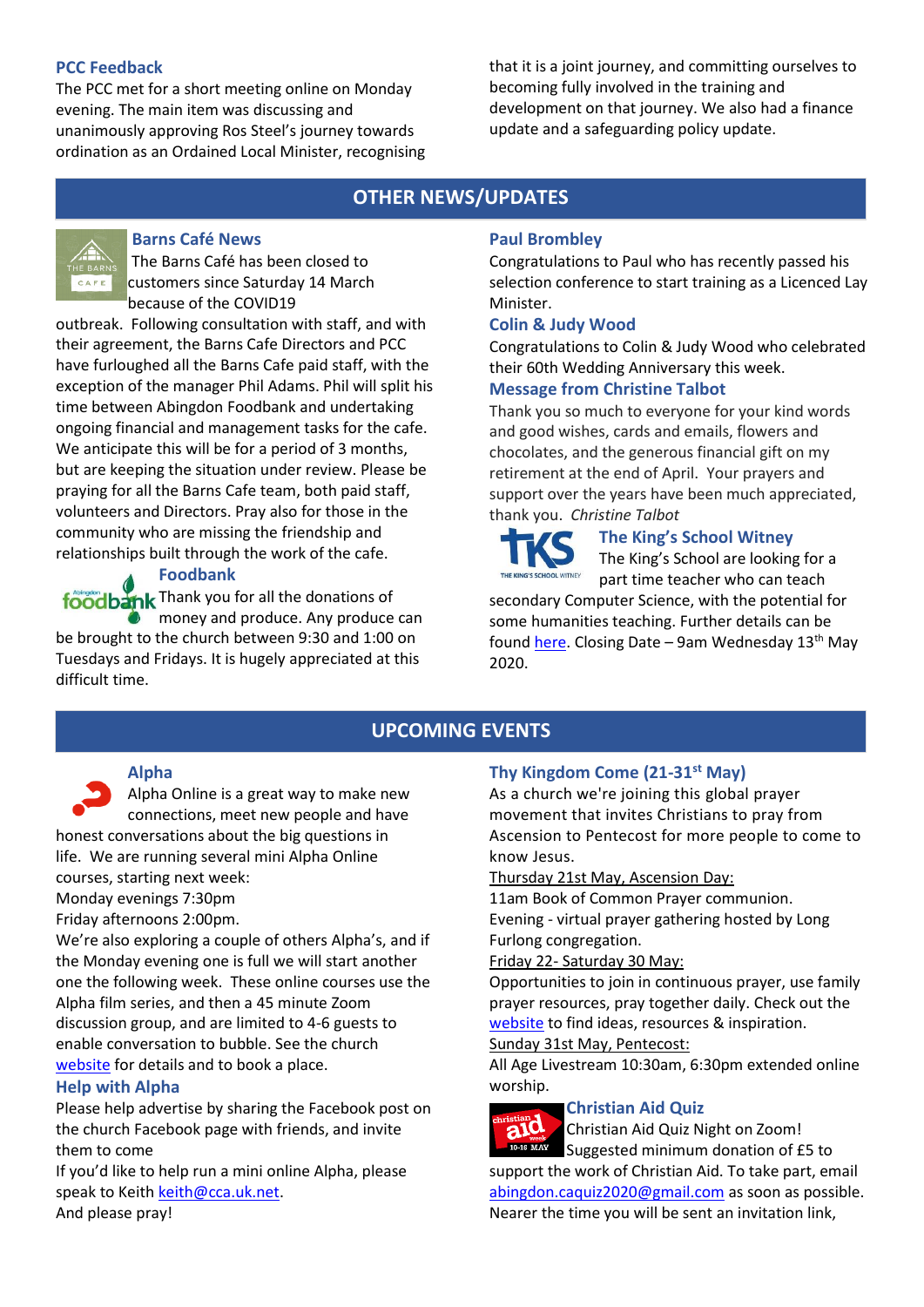### PCC Feedback

The PCC met for a short meeting online on Monday evening. The main item was discussing and unanimously approving Ros Steel's journey towards ordination as an Ordained Local Minister, recognising that it is a joint journey, and committing ourselves to becoming fully involved in the training and development on that journey. We also had a finance update and a safeguarding policy update.

## OTHER NEWS/UPDATES

### Barns Café News

The Barns Café has been closed to customers since Saturday 14 March because of the COVID19 outbreak. Following consultation with staff, and with their agreement, the Barns Cafe Directors and PCC have furloughed all the Barns Cafe paid staff, with the exception of the manager Phil Adams. Phil will split his time between Abingdon Foodbank and undertaking ongoing financial and management tasks for the cafe. We anticipate this will be for a period of 3 months, but are keeping the situation under review. Please be praying for all the Barns Cafe team, both paid staff, volunteers and Directors. Pray also for those in the community who are missing the friendship and relationships built through the work of the cafe.

### Foodbank

Thank you for all the donations of money and produce. Any produce can be brought to the church between 9:30 and 1:00 on Tuesdays and Fridays. It is hugely appreciated at this difficult time.

### Paul Brombley

Congratulations to Paul who has recently passed his selection conference to start training as a Licenced Lay Minister.

### Colin & Judy Wood

Congratulations to Colin & Judy Wood who celebrated their 60th Wedding Anniversary this week.

### Message from Christine Talbot

Thank you so much to everyone for your kind words and good wishes, cards and emails, flowers and chocolates, and the generous financial gift on my retirement at the end of April. Your prayers and support over the years have been much appreciated, thank you. *Christine Talbot*

### The King's School Witney

The King's School are looking for a part time teacher who can teach secondary Computer Science, with the potential for some humanities teaching. Further details can be found here. Closing Date – 9am Wednesday 13th May 2020.

## UPCOMING EVENTS

### Alpha

Alpha Online is a great way to make new connections, meet new people and have honest conversations about the big questions in life. We are running several mini Alpha Online courses, starting next week:

Monday evenings 7:30pm

Friday afternoons 2:00pm.

We're also exploring a couple of others Alpha's, and if the Monday evening one is full we will start another one the following week. These online courses use the Alpha film series, and then a 45 minute Zoom discussion group, and are limited to 4-6 guests to enable conversation to bubble. See the church website for details and to book a place.

### Help with Alpha

Please help advertise by sharing the Facebook post on the church Facebook page with friends, and invite them to come

If you'd like to help run a mini online Alpha, please speak to Keith keith@cca.uk.net.

And please pray!

### Thy Kingdom Come (21-31st May)

As a church we're joining this global prayer movement that invites Christians to pray from Ascension to Pentecost for more people to come to know Jesus.

Thursday 21st May, Ascension Day:

11am Book of Common Prayer communion.

Evening - virtual prayer gathering hosted by Long Furlong congregation.

Friday 22- Saturday 30 May:

Opportunities to join in continuous prayer, use family prayer resources, pray together daily. Check out the website to find ideas, resources & inspiration.

Sunday 31st May, Pentecost:

All Age Livestream 10:30am, 6:30pm extended online worship.

### Christian Aid Quiz

Christian Aid Quiz Night on Zoom! Suggested minimum donation of £5 to support the work of Christian Aid. To take part, email abingdon.caquiz2020@gmail.com as soon as possible. Nearer the time you will be sent an invitation link,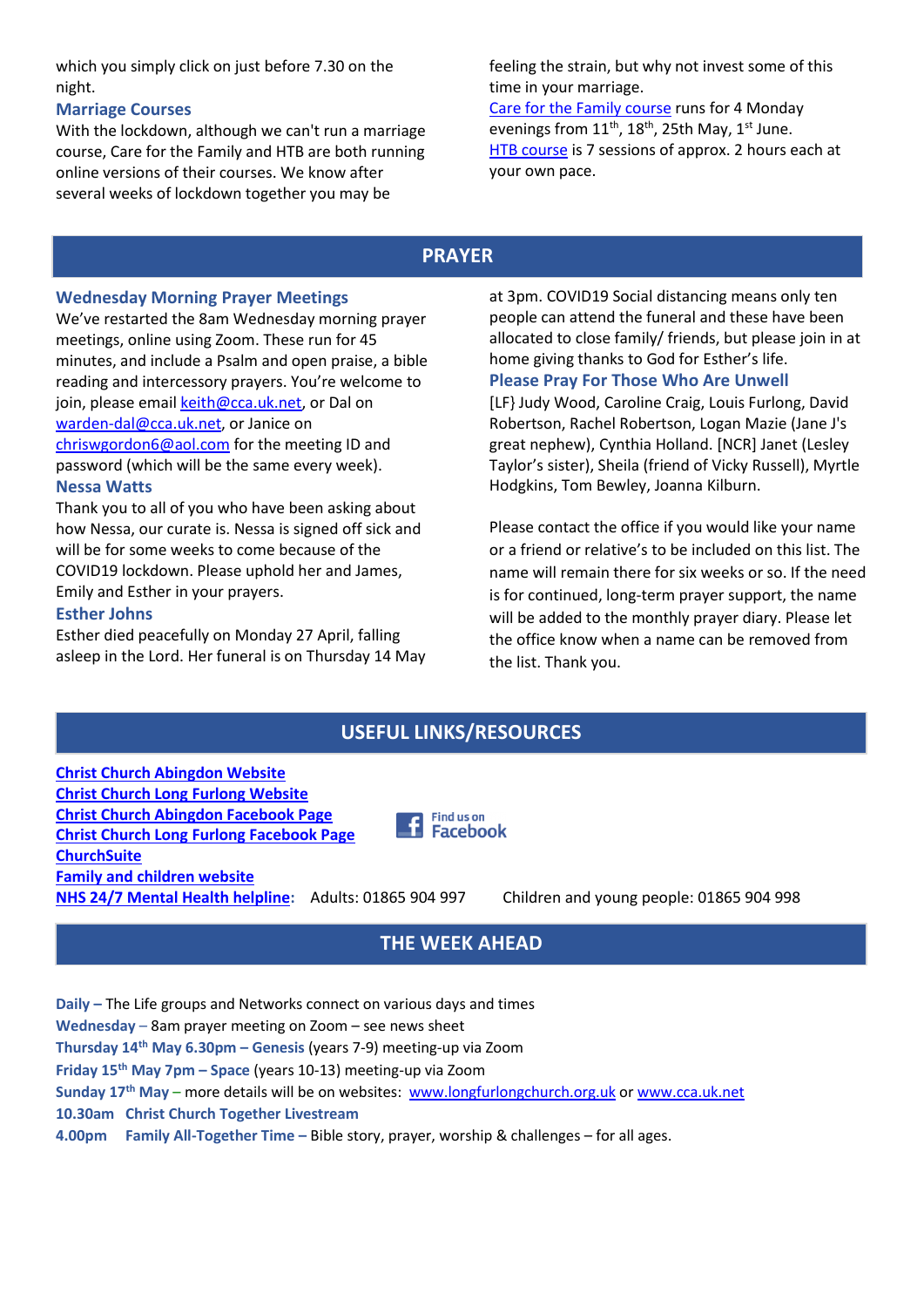which you simply click on just before 7.30 on the night.

### Marriage Courses

With the lockdown, although we can't run a marriage course, Care for the Family and HTB are both running online versions of their courses. We know after several weeks of lockdown together you may be feeling the strain, but why not invest some of this time in your marriage.

Care for the Family course runs for 4 Monday evenings from 11th, 18th, 25th May, 1st June.

HTB course is 7 sessions of approx. 2 hours each at your own pace.

## PRAYER

### Wednesday Morning Prayer Meetings

We've restarted the 8am Wednesday morning prayer meetings, online using Zoom. These run for 45 minutes, and include a Psalm and open praise, a bible reading and intercessory prayers. You're welcome to join, please email keith@cca.uk.net, or Dal on warden-dal@cca.uk.net, or Janice on chriswgordon6@aol.com for the meeting ID and password (which will be the same every week).

### Nessa Watts

Thank you to all of you who have been asking about how Nessa, our curate is. Nessa is signed off sick and will be for some weeks to come because of the COVID19 lockdown. Please uphold her and James, Emily and Esther in your prayers.

### Esther Johns

Esther died peacefully on Monday 27 April, falling asleep in the Lord. Her funeral is on Thursday 14 May at 3pm. COVID19 Social distancing means only ten people can attend the funeral and these have been allocated to close family/ friends, but please join in at home giving thanks to God for Esther's life.

### Please Pray For Those Who Are Unwell

[LF} Judy Wood, Caroline Craig, Louis Furlong, David Robertson, Rachel Robertson, Logan Mazie (Jane J's great nephew), Cynthia Holland. [NCR] Janet (Lesley Taylor's sister), Sheila (friend of Vicky Russell), Myrtle Hodgkins, Tom Bewley, Joanna Kilburn.

Please contact the office if you would like your name or a friend or relative's to be included on this list. The name will remain there for six weeks or so. If the need is for continued, long-term prayer support, the name will be added to the monthly prayer diary. Please let the office know when a name can be removed from the list. Thank you.

## USEFUL LINKS/RESOURCES

**Christ Church Abingdon Website**
**Christ Church Long Furlong Website**
**Christ Church Abingdon Facebook Page**
**Christ Church Long Furlong Facebook Page**
**ChurchSuite**
**Family and children website**
**NHS 24/7 Mental Health helpline:** Adults: 01865 904 997 Children and young people: 01865 904 998

Find us on Facebook

## THE WEEK AHEAD

**Daily –** The Life groups and Networks connect on various days and times
**Wednesday –** 8am prayer meeting on Zoom – see news sheet
**Thursday 14th May 6.30pm – Genesis** (years 7-9) meeting-up via Zoom
**Friday 15th May 7pm – Space** (years 10-13) meeting-up via Zoom
**Sunday 17th May –** more details will be on websites: www.longfurlongchurch.org.uk or www.cca.uk.net
**10.30am Christ Church Together Livestream**
**4.00pm Family All-Together Time –** Bible story, prayer, worship & challenges – for all ages.